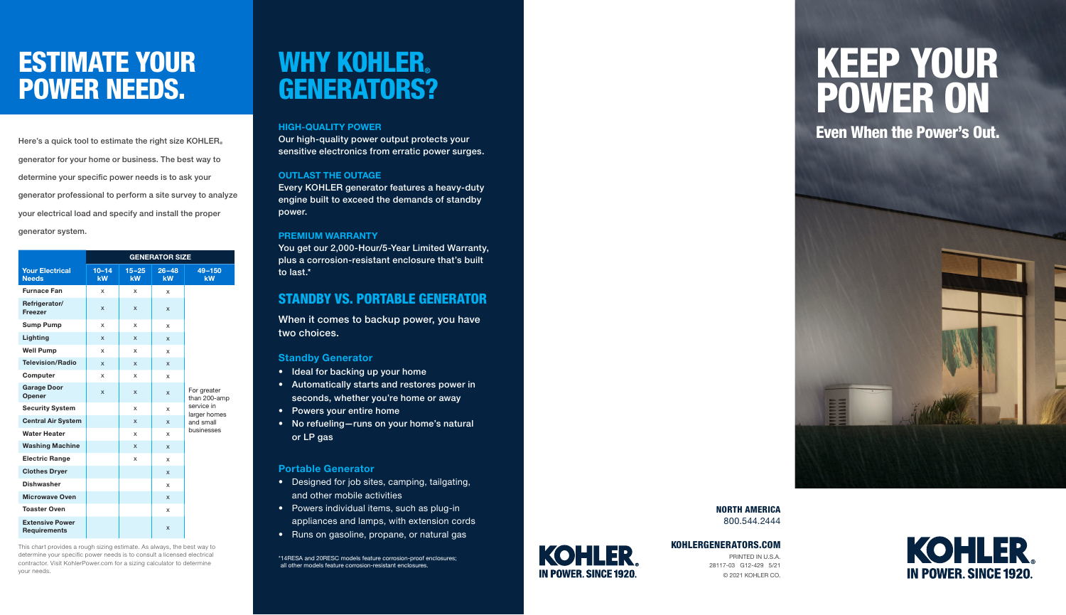# ESTIMATE YOUR POWER NEEDS.

Here's a quick tool to estimate the right size KOHLER® generator for your home or business. The best way to determine your specific power needs is to ask your generator professional to perform a site survey to analyze your electrical load and specify and install the proper generator system.

| | GENERATOR SIZE | | | |
|---|---|---|---|---|
| **Your Electrical Needs** | **10–14 kW** | **15–25 kW** | **26–48 kW** | **49–150 kW** |
| **Furnace Fan** | x | x | x | For greater than 200-amp service in larger homes and small businesses |
| **Refrigerator/ Freezer** | x | x | x | |
| **Sump Pump** | x | x | x | |
| **Lighting** | x | x | x | |
| **Well Pump** | x | x | x | |
| **Television/Radio** | x | x | x | |
| **Computer** | x | x | x | |
| **Garage Door Opener** | x | x | x | |
| **Security System** | | x | x | |
| **Central Air System** | | x | x | |
| **Water Heater** | | x | x | |
| **Washing Machine** | | x | x | |
| **Electric Range** | | x | x | |
| **Clothes Dryer** | | | x | |
| **Dishwasher** | | | x | |
| **Microwave Oven** | | | x | |
| **Toaster Oven** | | | x | |
| **Extensive Power Requirements** | | | x | |

This chart provides a rough sizing estimate. As always, the best way to determine your specific power needs is to consult a licensed electrical contractor. Visit KohlerPower.com for a sizing calculator to determine your needs.

# WHY KOHLER® GENERATORS?

### HIGH-QUALITY POWER

Our high-quality power output protects your sensitive electronics from erratic power surges.

### OUTLAST THE OUTAGE

Every KOHLER generator features a heavy-duty engine built to exceed the demands of standby power.

### PREMIUM WARRANTY

You get our 2,000-Hour/5-Year Limited Warranty, plus a corrosion-resistant enclosure that's built to last.*

## STANDBY VS. PORTABLE GENERATOR

When it comes to backup power, you have two choices.

### Standby Generator

- Ideal for backing up your home
- Automatically starts and restores power in seconds, whether you're home or away
- Powers your entire home
- No refueling—runs on your home's natural or LP gas

### Portable Generator

- Designed for job sites, camping, tailgating, and other mobile activities
- Powers individual items, such as plug-in appliances and lamps, with extension cords
- Runs on gasoline, propane, or natural gas

*14RESA and 20RESC models feature corrosion-proof enclosures; all other models feature corrosion-resistant enclosures.

KOHLER® IN POWER. SINCE 1920.

**NORTH AMERICA**
800.544.2444

**KOHLERGENERATORS.COM**

PRINTED IN U.S.A.
28117-03 G12-429 5/21
© 2021 KOHLER CO.

# KEEP YOUR POWER ON

## Even When the Power's Out.

KOHLER® IN POWER. SINCE 1920.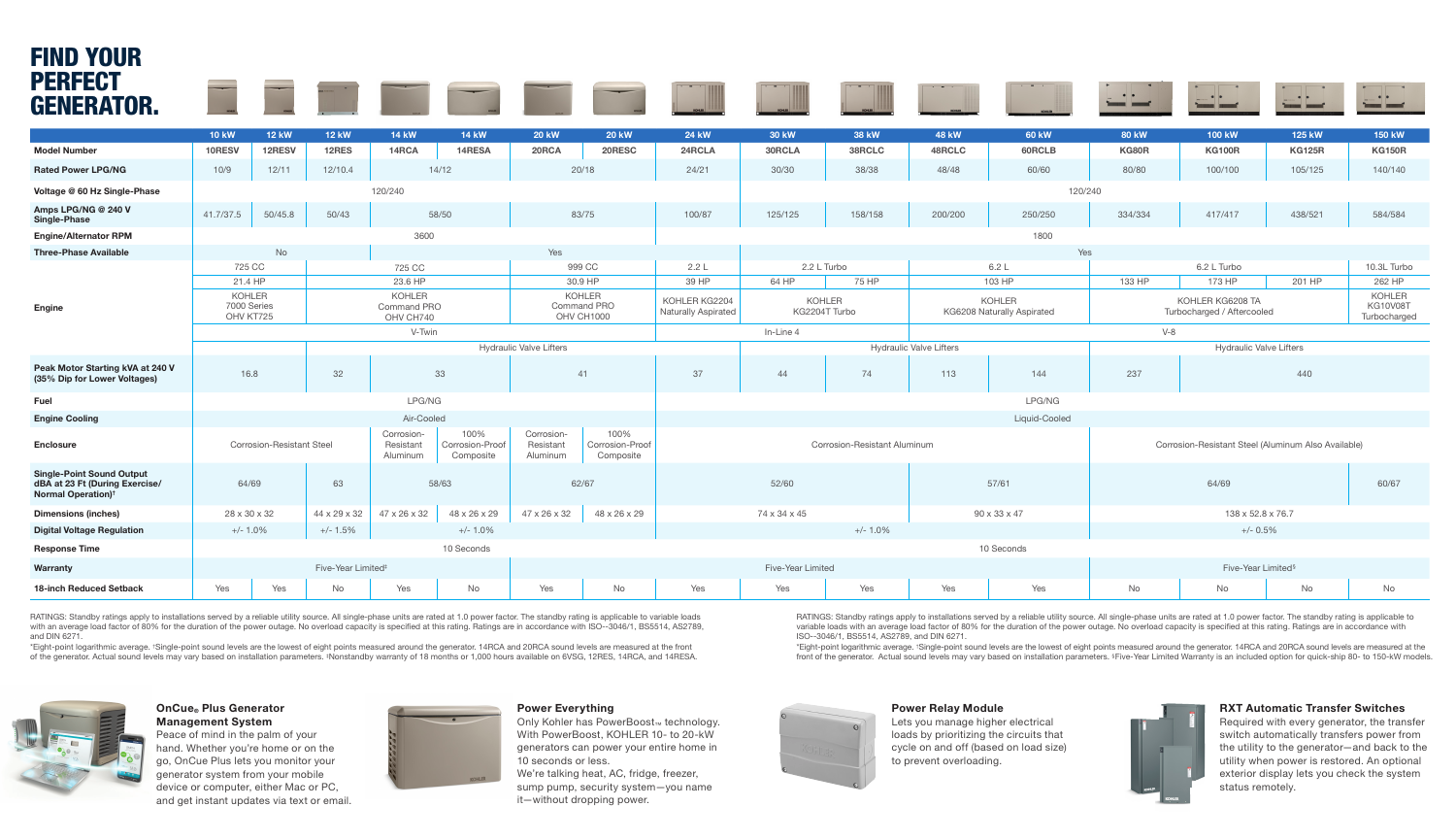# FIND YOUR PERFECT GENERATOR.

| | 10 kW | 12 kW | 12 kW | 14 kW | 14 kW | 20 kW | 20 kW | 24 kW | 30 kW | 38 kW | 48 kW | 60 kW | 80 kW | 100 kW | 125 kW | 150 kW |
|---|---|---|---|---|---|---|---|---|---|---|---|---|---|---|---|---|
| **Model Number** | 10RESV | 12RESV | 12RES | 14RCA | 14RESA | 20RCA | 20RESC | 24RCLA | 30RCLA | 38RCLC | 48RCLC | 60RCLB | KG80R | KG100R | KG125R | KG150R |
| **Rated Power LPG/NG** | 10/9 | 12/11 | 12/10.4 | 14/12 | | 20/18 | | 24/21 | 30/30 | 38/38 | 48/48 | 60/60 | 80/80 | 100/100 | 105/125 | 140/140 |
| **Voltage @ 60 Hz Single-Phase** | 120/240 | | | | | | | | 120/240 | | | | | | | |
| **Amps LPG/NG @ 240 V Single-Phase** | 41.7/37.5 | 50/45.8 | 50/43 | 58/50 | | 83/75 | | 100/87 | 125/125 | 158/158 | 200/200 | 250/250 | 334/334 | 417/417 | 438/521 | 584/584 |
| **Engine/Alternator RPM** | 3600 | | | | | | | 1800 | | | | | | | | |
| **Three-Phase Available** | No | | | Yes | | | | | Yes | | | | | | | |
| **Engine** | 725 CC | | 725 CC | | | 999 CC | | 2.2 L | 2.2 L Turbo | | 6.2 L | | 6.2 L Turbo | | | 10.3L Turbo |
| | 21.4 HP | | 23.6 HP | | | 30.9 HP | | 39 HP | 64 HP | 75 HP | 103 HP | | 133 HP | 173 HP | 201 HP | 262 HP |
| | KOHLER 7000 Series OHV KT725 | | KOHLER Command PRO OHV CH740 | | | KOHLER Command PRO OHV CH1000 | | KOHLER KG2204 Naturally Aspirated | KOHLER KG2204T Turbo | | KOHLER KG6208 Naturally Aspirated | | KOHLER KG6208 TA Turbocharged / Aftercooled | | | KOHLER KG10V08T Turbocharged |
| | V-Twin | | | | | | | In-Line 4 | | | V-8 | | | | | |
| | | | Hydraulic Valve Lifters | | | | | | Hydraulic Valve Lifters | | | | Hydraulic Valve Lifters | | | |
| **Peak Motor Starting kVA at 240 V (35% Dip for Lower Voltages)** | 16.8 | | 32 | 33 | | 41 | | 37 | 44 | 74 | 113 | 144 | 237 | 440 | | |
| **Fuel** | LPG/NG | | | | | | | LPG/NG | | | | | | | | |
| **Engine Cooling** | Air-Cooled | | | | | | | Liquid-Cooled | | | | | | | | |
| **Enclosure** | Corrosion-Resistant Steel | | | Corrosion-Resistant Aluminum | 100% Corrosion-Proof Composite | Corrosion-Resistant Aluminum | 100% Corrosion-Proof Composite | Corrosion-Resistant Aluminum | | | | | Corrosion-Resistant Steel (Aluminum Also Available) | | | |
| **Single-Point Sound Output dBA at 23 Ft (During Exercise/ Normal Operation)†** | 64/69 | | 63 | 58/63 | | 62/67 | | 52/60 | | | 57/61 | | 64/69 | | | 60/67 |
| **Dimensions (inches)** | 28 x 30 x 32 | | 44 x 29 x 32 | 47 x 26 x 32 | 48 x 26 x 29 | 47 x 26 x 32 | 48 x 26 x 29 | 74 x 34 x 45 | | | 90 x 33 x 47 | | 138 x 52.8 x 76.7 | | | |
| **Digital Voltage Regulation** | +/- 1.0% | | +/- 1.5% | +/- 1.0% | | | | +/- 1.0% | | | | | +/- 0.5% | | | |
| **Response Time** | 10 Seconds | | | | | | | | 10 Seconds | | | | | | | |
| **Warranty** | Five-Year Limited‡ | | | | | Five-Year Limited | | | | | | | Five-Year Limited§ | | | |
| **18-inch Reduced Setback** | Yes | Yes | No | Yes | No | Yes | No | Yes | Yes | Yes | Yes | Yes | No | No | No | No |

RATINGS: Standby ratings apply to installations served by a reliable utility source. All single-phase units are rated at 1.0 power factor. The standby rating is applicable to variable loads with an average load factor of 80% for the duration of the power outage. No overload capacity is specified at this rating. Ratings are in accordance with ISO--3046/1, BS5514, AS2789, and DIN 6271.

*Eight-point logarithmic average. †Single-point sound levels are the lowest of eight points measured around the generator. 14RCA and 20RCA sound levels are measured at the front of the generator. Actual sound levels may vary based on installation parameters. ‡Nonstandby warranty of 18 months or 1,000 hours available on 6VSG, 12RES, 14RCA, and 14RESA.

RATINGS: Standby ratings apply to installations served by a reliable utility source. All single-phase units are rated at 1.0 power factor. The standby rating is applicable to variable loads with an average load factor of 80% for the duration of the power outage. No overload capacity is specified at this rating. Ratings are in accordance with ISO--3046/1, BS5514, AS2789, and DIN 6271.

*Eight-point logarithmic average. †Single-point sound levels are the lowest of eight points measured around the generator. 14RCA and 20RCA sound levels are measured at the front of the generator. Actual sound levels may vary based on installation parameters. §Five-Year Limited Warranty is an included option for quick-ship 80- to 150-kW models.

### OnCue® Plus Generator Management System

Peace of mind in the palm of your hand. Whether you're home or on the go, OnCue Plus lets you monitor your generator system from your mobile device or computer, either Mac or PC, and get instant updates via text or email.

### Power Everything

Only Kohler has PowerBoost™ technology. With PowerBoost, KOHLER 10- to 20-kW generators can power your entire home in 10 seconds or less.
We're talking heat, AC, fridge, freezer, sump pump, security system—you name it—without dropping power.

### Power Relay Module

Lets you manage higher electrical loads by prioritizing the circuits that cycle on and off (based on load size) to prevent overloading.

### RXT Automatic Transfer Switches

Required with every generator, the transfer switch automatically transfers power from the utility to the generator—and back to the utility when power is restored. An optional exterior display lets you check the system status remotely.